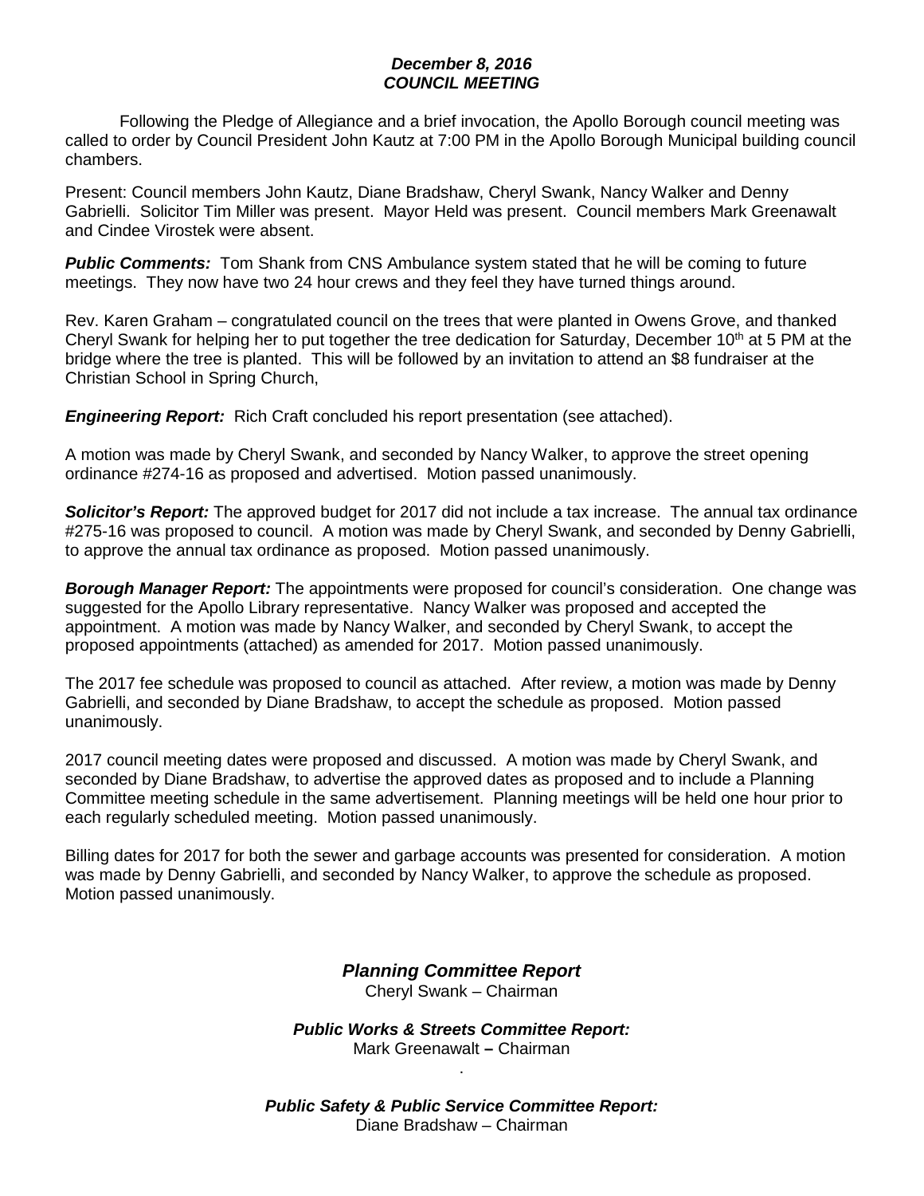***December 8, 2016***
***COUNCIL MEETING***

Following the Pledge of Allegiance and a brief invocation, the Apollo Borough council meeting was called to order by Council President John Kautz at 7:00 PM in the Apollo Borough Municipal building council chambers.

Present: Council members John Kautz, Diane Bradshaw, Cheryl Swank, Nancy Walker and Denny Gabrielli. Solicitor Tim Miller was present. Mayor Held was present. Council members Mark Greenawalt and Cindee Virostek were absent.

***Public Comments:*** Tom Shank from CNS Ambulance system stated that he will be coming to future meetings. They now have two 24 hour crews and they feel they have turned things around.

Rev. Karen Graham – congratulated council on the trees that were planted in Owens Grove, and thanked Cheryl Swank for helping her to put together the tree dedication for Saturday, December 10th at 5 PM at the bridge where the tree is planted. This will be followed by an invitation to attend an $8 fundraiser at the Christian School in Spring Church,

***Engineering Report:*** Rich Craft concluded his report presentation (see attached).

A motion was made by Cheryl Swank, and seconded by Nancy Walker, to approve the street opening ordinance #274-16 as proposed and advertised. Motion passed unanimously.

***Solicitor's Report:*** The approved budget for 2017 did not include a tax increase. The annual tax ordinance #275-16 was proposed to council. A motion was made by Cheryl Swank, and seconded by Denny Gabrielli, to approve the annual tax ordinance as proposed. Motion passed unanimously.

***Borough Manager Report:*** The appointments were proposed for council's consideration. One change was suggested for the Apollo Library representative. Nancy Walker was proposed and accepted the appointment. A motion was made by Nancy Walker, and seconded by Cheryl Swank, to accept the proposed appointments (attached) as amended for 2017. Motion passed unanimously.

The 2017 fee schedule was proposed to council as attached. After review, a motion was made by Denny Gabrielli, and seconded by Diane Bradshaw, to accept the schedule as proposed. Motion passed unanimously.

2017 council meeting dates were proposed and discussed. A motion was made by Cheryl Swank, and seconded by Diane Bradshaw, to advertise the approved dates as proposed and to include a Planning Committee meeting schedule in the same advertisement. Planning meetings will be held one hour prior to each regularly scheduled meeting. Motion passed unanimously.

Billing dates for 2017 for both the sewer and garbage accounts was presented for consideration. A motion was made by Denny Gabrielli, and seconded by Nancy Walker, to approve the schedule as proposed. Motion passed unanimously.

***Planning Committee Report***
Cheryl Swank – Chairman

***Public Works & Streets Committee Report:***
Mark Greenawalt **–** Chairman

.

***Public Safety & Public Service Committee Report:***
Diane Bradshaw – Chairman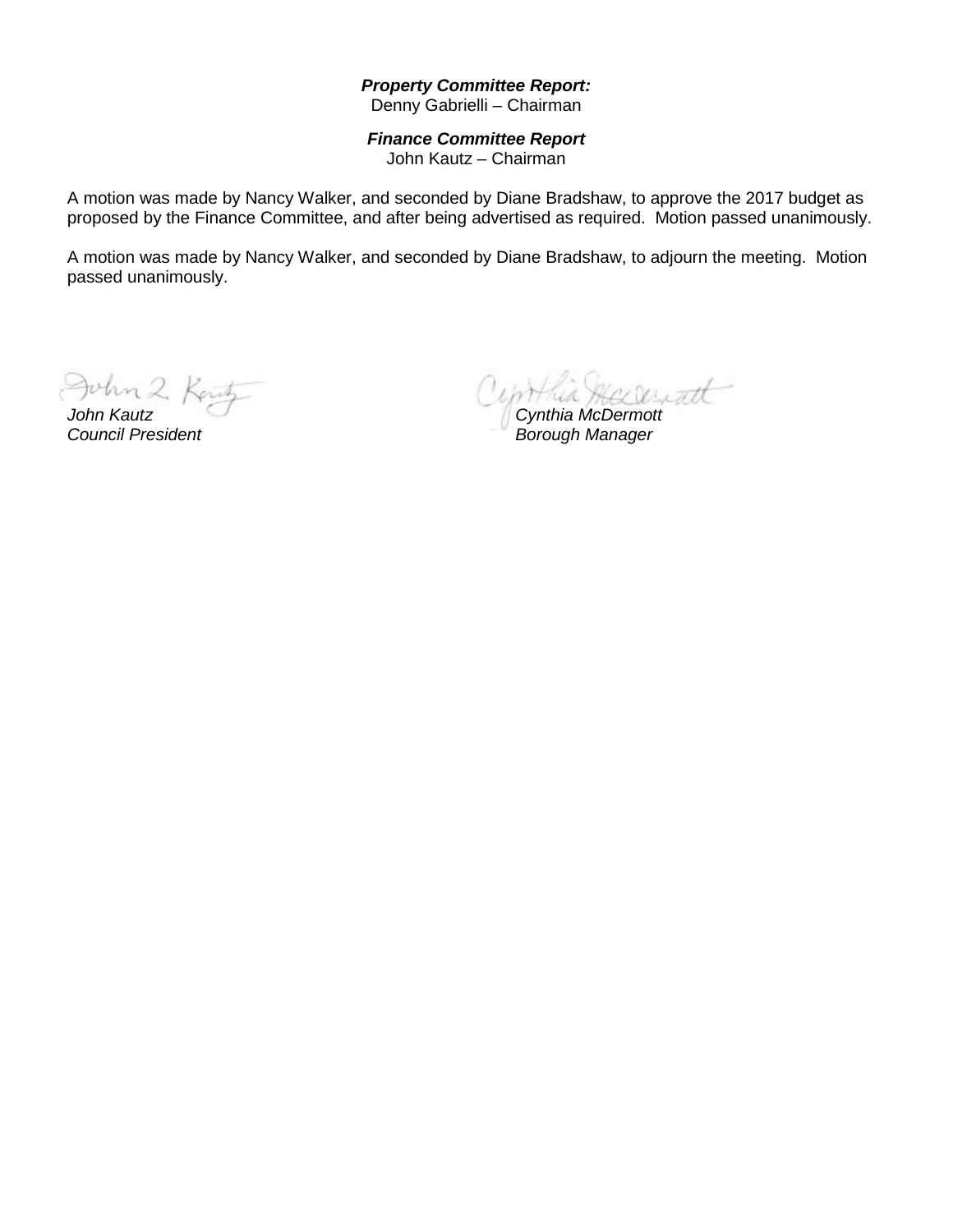***Property Committee Report:***
Denny Gabrielli – Chairman

***Finance Committee Report***
John Kautz – Chairman

A motion was made by Nancy Walker, and seconded by Diane Bradshaw, to approve the 2017 budget as proposed by the Finance Committee, and after being advertised as required. Motion passed unanimously.

A motion was made by Nancy Walker, and seconded by Diane Bradshaw, to adjourn the meeting. Motion passed unanimously.

*John Kautz*
*Council President*

*Cynthia McDermott*
*Borough Manager*